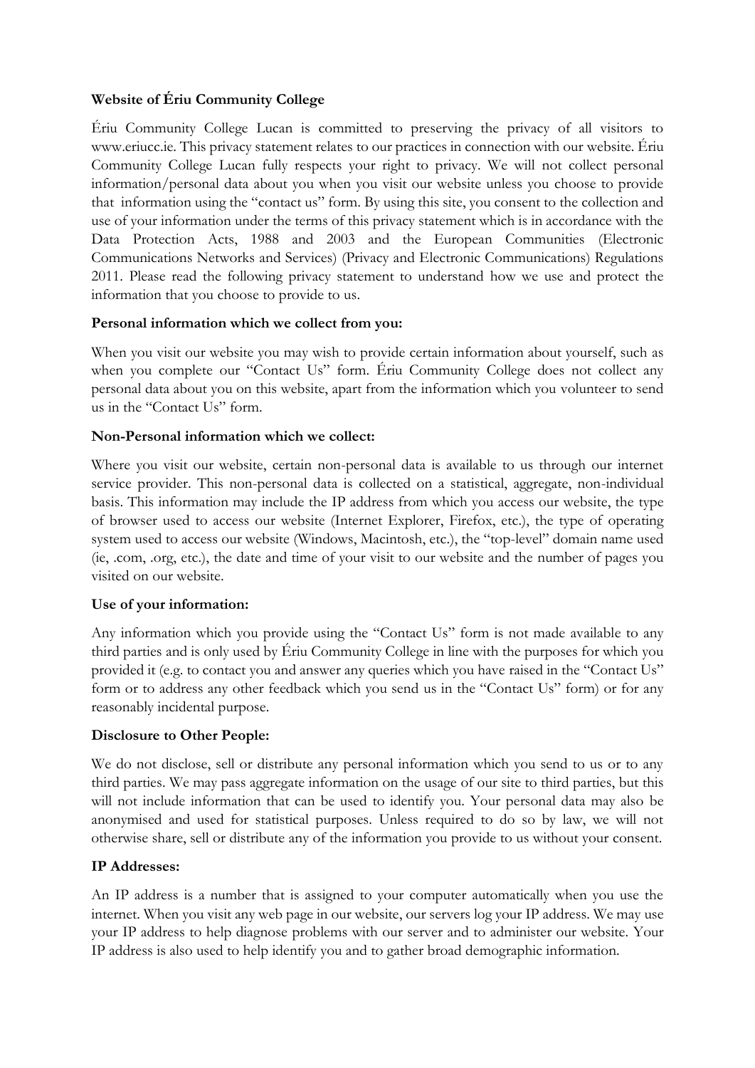**Website of Ériu Community College**

Ériu Community College Lucan is committed to preserving the privacy of all visitors to www.eriucc.ie. This privacy statement relates to our practices in connection with our website. Ériu Community College Lucan fully respects your right to privacy. We will not collect personal information/personal data about you when you visit our website unless you choose to provide that information using the "contact us" form. By using this site, you consent to the collection and use of your information under the terms of this privacy statement which is in accordance with the Data Protection Acts, 1988 and 2003 and the European Communities (Electronic Communications Networks and Services) (Privacy and Electronic Communications) Regulations 2011. Please read the following privacy statement to understand how we use and protect the information that you choose to provide to us.

**Personal information which we collect from you:**

When you visit our website you may wish to provide certain information about yourself, such as when you complete our "Contact Us" form. Ériu Community College does not collect any personal data about you on this website, apart from the information which you volunteer to send us in the "Contact Us" form.

**Non-Personal information which we collect:**

Where you visit our website, certain non-personal data is available to us through our internet service provider. This non-personal data is collected on a statistical, aggregate, non-individual basis. This information may include the IP address from which you access our website, the type of browser used to access our website (Internet Explorer, Firefox, etc.), the type of operating system used to access our website (Windows, Macintosh, etc.), the "top-level" domain name used (ie, .com, .org, etc.), the date and time of your visit to our website and the number of pages you visited on our website.

**Use of your information:**

Any information which you provide using the "Contact Us" form is not made available to any third parties and is only used by Ériu Community College in line with the purposes for which you provided it (e.g. to contact you and answer any queries which you have raised in the "Contact Us" form or to address any other feedback which you send us in the "Contact Us" form) or for any reasonably incidental purpose.

**Disclosure to Other People:**

We do not disclose, sell or distribute any personal information which you send to us or to any third parties. We may pass aggregate information on the usage of our site to third parties, but this will not include information that can be used to identify you. Your personal data may also be anonymised and used for statistical purposes. Unless required to do so by law, we will not otherwise share, sell or distribute any of the information you provide to us without your consent.

**IP Addresses:**

An IP address is a number that is assigned to your computer automatically when you use the internet. When you visit any web page in our website, our servers log your IP address. We may use your IP address to help diagnose problems with our server and to administer our website. Your IP address is also used to help identify you and to gather broad demographic information.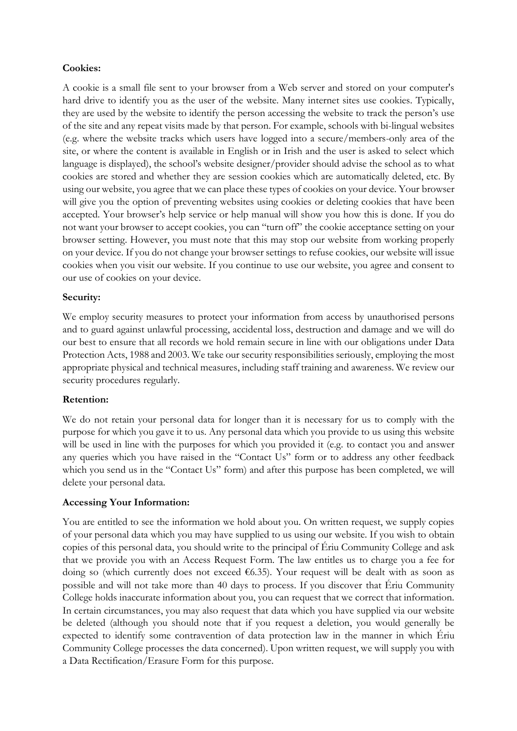**Cookies:**

A cookie is a small file sent to your browser from a Web server and stored on your computer's hard drive to identify you as the user of the website. Many internet sites use cookies. Typically, they are used by the website to identify the person accessing the website to track the person's use of the site and any repeat visits made by that person. For example, schools with bi-lingual websites (e.g. where the website tracks which users have logged into a secure/members-only area of the site, or where the content is available in English or in Irish and the user is asked to select which language is displayed), the school's website designer/provider should advise the school as to what cookies are stored and whether they are session cookies which are automatically deleted, etc. By using our website, you agree that we can place these types of cookies on your device. Your browser will give you the option of preventing websites using cookies or deleting cookies that have been accepted. Your browser's help service or help manual will show you how this is done. If you do not want your browser to accept cookies, you can "turn off" the cookie acceptance setting on your browser setting. However, you must note that this may stop our website from working properly on your device. If you do not change your browser settings to refuse cookies, our website will issue cookies when you visit our website. If you continue to use our website, you agree and consent to our use of cookies on your device.

**Security:**

We employ security measures to protect your information from access by unauthorised persons and to guard against unlawful processing, accidental loss, destruction and damage and we will do our best to ensure that all records we hold remain secure in line with our obligations under Data Protection Acts, 1988 and 2003. We take our security responsibilities seriously, employing the most appropriate physical and technical measures, including staff training and awareness. We review our security procedures regularly.

**Retention:**

We do not retain your personal data for longer than it is necessary for us to comply with the purpose for which you gave it to us. Any personal data which you provide to us using this website will be used in line with the purposes for which you provided it (e.g. to contact you and answer any queries which you have raised in the "Contact Us" form or to address any other feedback which you send us in the "Contact Us" form) and after this purpose has been completed, we will delete your personal data.

**Accessing Your Information:**

You are entitled to see the information we hold about you. On written request, we supply copies of your personal data which you may have supplied to us using our website. If you wish to obtain copies of this personal data, you should write to the principal of Ériu Community College and ask that we provide you with an Access Request Form. The law entitles us to charge you a fee for doing so (which currently does not exceed €6.35). Your request will be dealt with as soon as possible and will not take more than 40 days to process. If you discover that Ériu Community College holds inaccurate information about you, you can request that we correct that information. In certain circumstances, you may also request that data which you have supplied via our website be deleted (although you should note that if you request a deletion, you would generally be expected to identify some contravention of data protection law in the manner in which Ériu Community College processes the data concerned). Upon written request, we will supply you with a Data Rectification/Erasure Form for this purpose.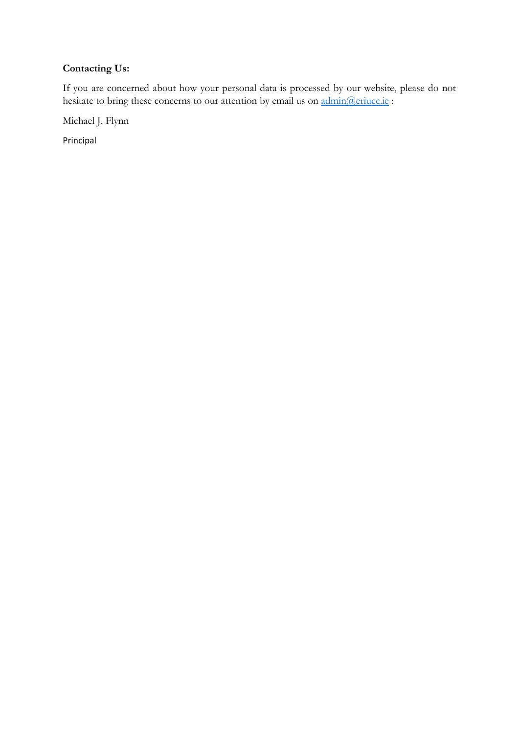**Contacting Us:**

If you are concerned about how your personal data is processed by our website, please do not hesitate to bring these concerns to our attention by email us on admin@eriucc.ie :

Michael J. Flynn

Principal